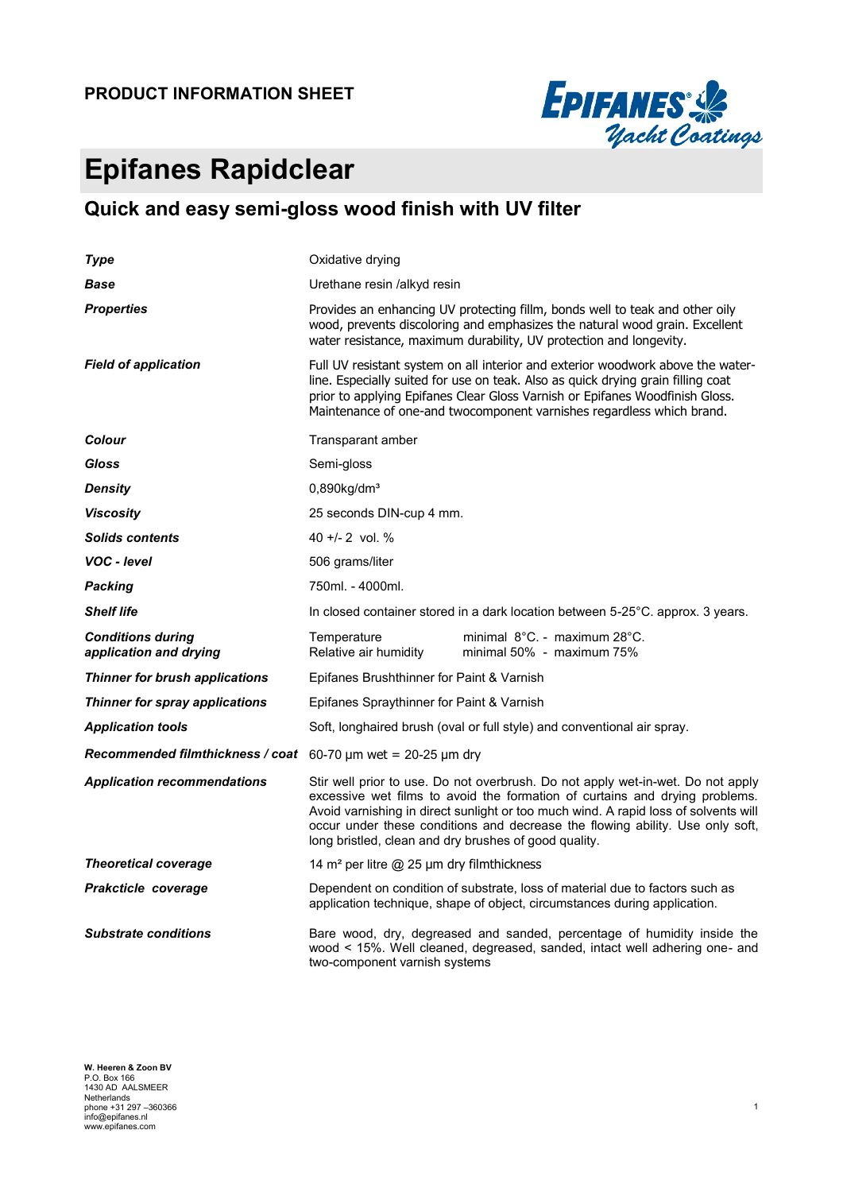**PRODUCT INFORMATION SHEET**

EPIFANES Yacht Coatings

# Epifanes Rapidclear

## Quick and easy semi-gloss wood finish with UV filter

| | |
|---|---|
| ***Type*** | Oxidative drying |
| ***Base*** | Urethane resin /alkyd resin |
| ***Properties*** | Provides an enhancing UV protecting fillm, bonds well to teak and other oily wood, prevents discoloring and emphasizes the natural wood grain. Excellent water resistance, maximum durability, UV protection and longevity. |
| ***Field of application*** | Full UV resistant system on all interior and exterior woodwork above the water-line. Especially suited for use on teak. Also as quick drying grain filling coat prior to applying Epifanes Clear Gloss Varnish or Epifanes Woodfinish Gloss. Maintenance of one-and twocomponent varnishes regardless which brand. |
| ***Colour*** | Transparant amber |
| ***Gloss*** | Semi-gloss |
| ***Density*** | 0,890kg/dm³ |
| ***Viscosity*** | 25 seconds DIN-cup 4 mm. |
| ***Solids contents*** | 40 +/- 2 vol. % |
| ***VOC - level*** | 506 grams/liter |
| ***Packing*** | 750ml. - 4000ml. |
| ***Shelf life*** | In closed container stored in a dark location between 5-25°C. approx. 3 years. |
| ***Conditions during application and drying*** | Temperature: minimal 8°C. - maximum 28°C.<br>Relative air humidity: minimal 50% - maximum 75% |
| ***Thinner for brush applications*** | Epifanes Brushthinner for Paint & Varnish |
| ***Thinner for spray applications*** | Epifanes Spraythinner for Paint & Varnish |
| ***Application tools*** | Soft, longhaired brush (oval or full style) and conventional air spray. |
| ***Recommended filmthickness / coat*** | 60-70 µm wet = 20-25 µm dry |
| ***Application recommendations*** | Stir well prior to use. Do not overbrush. Do not apply wet-in-wet. Do not apply excessive wet films to avoid the formation of curtains and drying problems. Avoid varnishing in direct sunlight or too much wind. A rapid loss of solvents will occur under these conditions and decrease the flowing ability. Use only soft, long bristled, clean and dry brushes of good quality. |
| ***Theoretical coverage*** | 14 m² per litre @ 25 µm dry filmthickness |
| ***Prakcticle coverage*** | Dependent on condition of substrate, loss of material due to factors such as application technique, shape of object, circumstances during application. |
| ***Substrate conditions*** | Bare wood, dry, degreased and sanded, percentage of humidity inside the wood < 15%. Well cleaned, degreased, sanded, intact well adhering one- and two-component varnish systems |

**W. Heeren & Zoon BV**
P.O. Box 166
1430 AD AALSMEER
Netherlands
phone +31 297 –360366
info@epifanes.nl
www.epifanes.com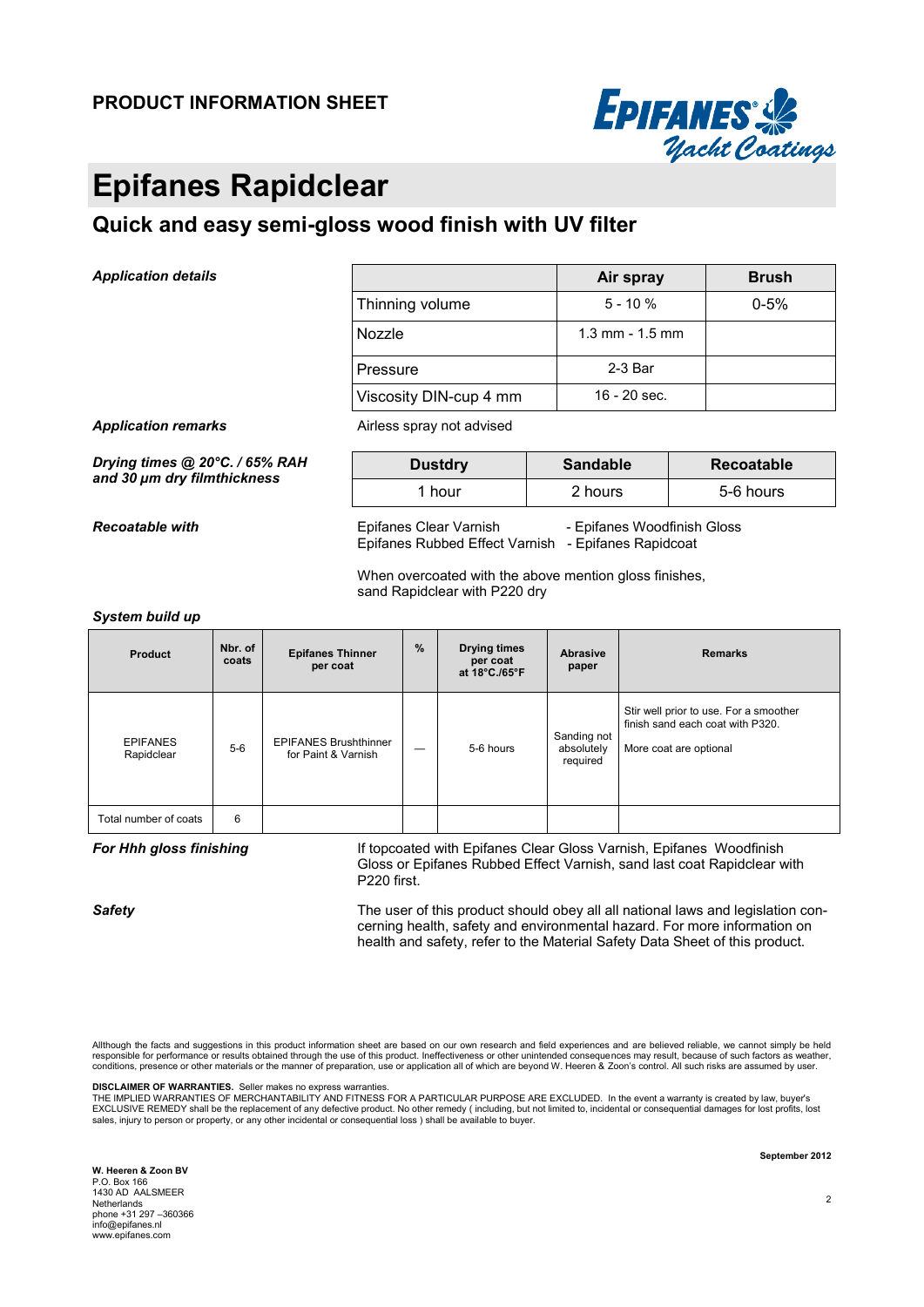## PRODUCT INFORMATION SHEET

# Epifanes Rapidclear

## Quick and easy semi-gloss wood finish with UV filter

***Application details***

| | Air spray | Brush |
|---|---|---|
| Thinning volume | 5 - 10 % | 0-5% |
| Nozzle | 1.3 mm - 1.5 mm | |
| Pressure | 2-3 Bar | |
| Viscosity DIN-cup 4 mm | 16 - 20 sec. | |

***Application remarks***

Airless spray not advised

***Drying times @ 20°C. / 65% RAH and 30 µm dry filmthickness***

| Dustdry | Sandable | Recoatable |
|---|---|---|
| 1 hour | 2 hours | 5-6 hours |

***Recoatable with***

Epifanes Clear Varnish - Epifanes Woodfinish Gloss
Epifanes Rubbed Effect Varnish - Epifanes Rapidcoat

When overcoated with the above mention gloss finishes, sand Rapidclear with P220 dry

***System build up***

| Product | Nbr. of coats | Epifanes Thinner per coat | % | Drying times per coat at 18°C./65°F | Abrasive paper | Remarks |
|---|---|---|---|---|---|---|
| EPIFANES Rapidclear | 5-6 | EPIFANES Brushthinner for Paint & Varnish | — | 5-6 hours | Sanding not absolutely required | Stir well prior to use. For a smoother finish sand each coat with P320. More coat are optional |
| Total number of coats | 6 | | | | | |

***For Hhh gloss finishing***

If topcoated with Epifanes Clear Gloss Varnish, Epifanes Woodfinish Gloss or Epifanes Rubbed Effect Varnish, sand last coat Rapidclear with P220 first.

***Safety***

The user of this product should obey all all national laws and legislation concerning health, safety and environmental hazard. For more information on health and safety, refer to the Material Safety Data Sheet of this product.

Allthough the facts and suggestions in this product information sheet are based on our own research and field experiences and are believed reliable, we cannot simply be held responsible for performance or results obtained through the use of this product. Ineffectiveness or other unintended consequences may result, because of such factors as weather, conditions, presence or other materials or the manner of preparation, use or application all of which are beyond W. Heeren & Zoon's control. All such risks are assumed by user.

**DISCLAIMER OF WARRANTIES.** Seller makes no express warranties.
THE IMPLIED WARRANTIES OF MERCHANTABILITY AND FITNESS FOR A PARTICULAR PURPOSE ARE EXCLUDED. In the event a warranty is created by law, buyer's EXCLUSIVE REMEDY shall be the replacement of any defective product. No other remedy ( including, but not limited to, incidental or consequential damages for lost profits, lost sales, injury to person or property, or any other incidental or consequential loss ) shall be available to buyer.

**September 2012**

**W. Heeren & Zoon BV**
P.O. Box 166
1430 AD AALSMEER
Netherlands
phone +31 297 –360366
info@epifanes.nl
www.epifanes.com